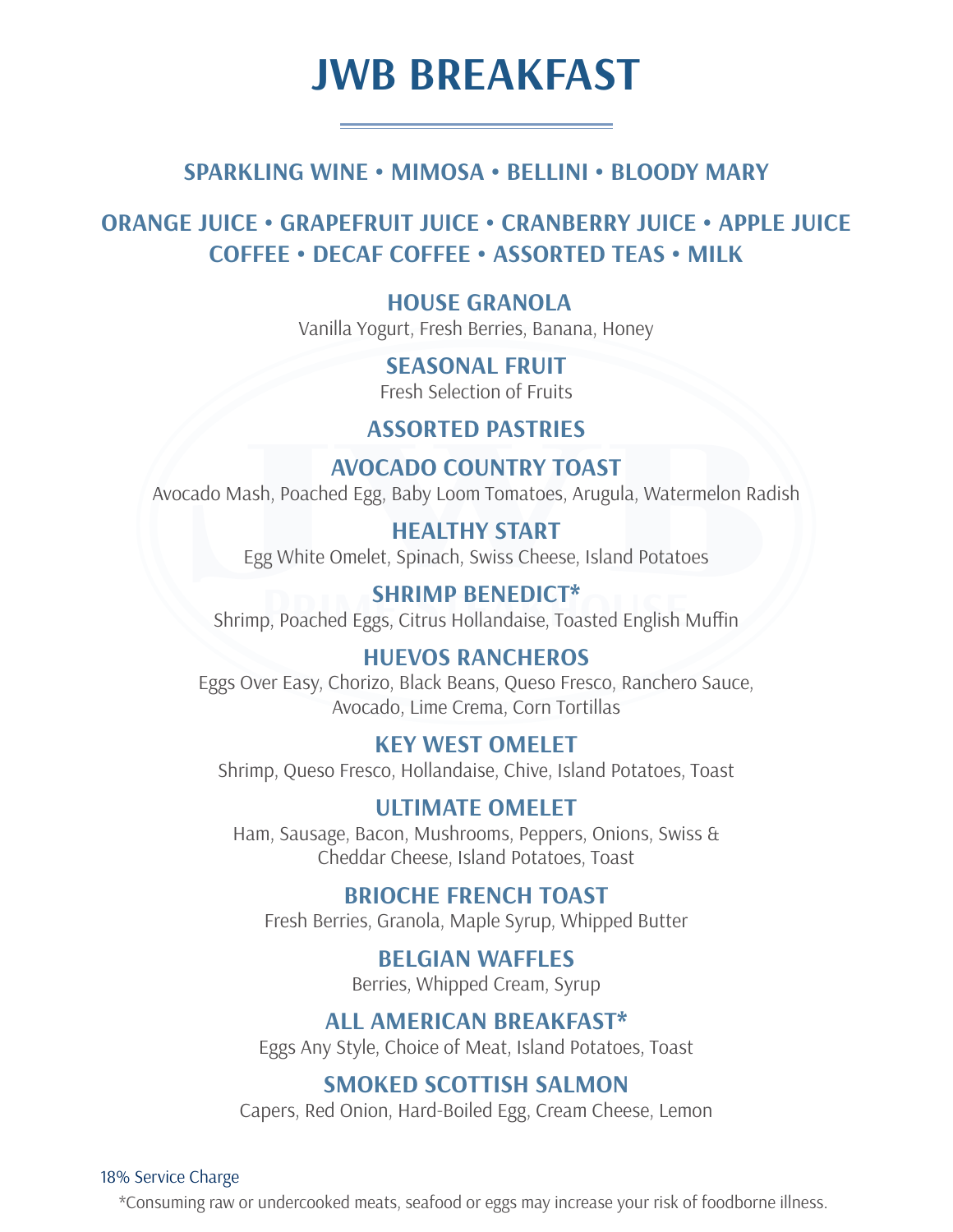# JWB BREAKFAST

**SPARKLING WINE • MIMOSA • BELLINI • BLOODY MARY**

**ORANGE JUICE • GRAPEFRUIT JUICE • CRANBERRY JUICE • APPLE JUICE**
**COFFEE • DECAF COFFEE • ASSORTED TEAS • MILK**

### HOUSE GRANOLA
Vanilla Yogurt, Fresh Berries, Banana, Honey

### SEASONAL FRUIT
Fresh Selection of Fruits

### ASSORTED PASTRIES

### AVOCADO COUNTRY TOAST
Avocado Mash, Poached Egg, Baby Loom Tomatoes, Arugula, Watermelon Radish

### HEALTHY START
Egg White Omelet, Spinach, Swiss Cheese, Island Potatoes

### SHRIMP BENEDICT*
Shrimp, Poached Eggs, Citrus Hollandaise, Toasted English Muffin

### HUEVOS RANCHEROS
Eggs Over Easy, Chorizo, Black Beans, Queso Fresco, Ranchero Sauce, Avocado, Lime Crema, Corn Tortillas

### KEY WEST OMELET
Shrimp, Queso Fresco, Hollandaise, Chive, Island Potatoes, Toast

### ULTIMATE OMELET
Ham, Sausage, Bacon, Mushrooms, Peppers, Onions, Swiss & Cheddar Cheese, Island Potatoes, Toast

### BRIOCHE FRENCH TOAST
Fresh Berries, Granola, Maple Syrup, Whipped Butter

### BELGIAN WAFFLES
Berries, Whipped Cream, Syrup

### ALL AMERICAN BREAKFAST*
Eggs Any Style, Choice of Meat, Island Potatoes, Toast

### SMOKED SCOTTISH SALMON
Capers, Red Onion, Hard-Boiled Egg, Cream Cheese, Lemon

18% Service Charge

*Consuming raw or undercooked meats, seafood or eggs may increase your risk of foodborne illness.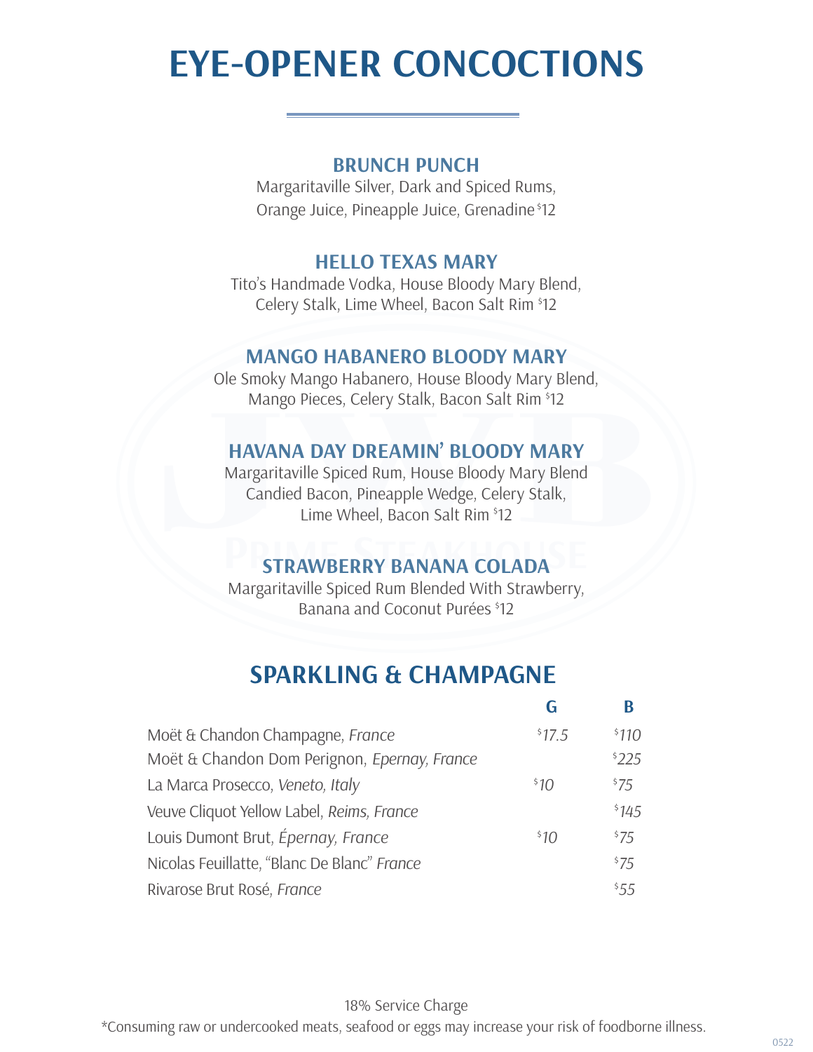# EYE-OPENER CONCOCTIONS

### BRUNCH PUNCH

Margaritaville Silver, Dark and Spiced Rums, Orange Juice, Pineapple Juice, Grenadine $12

### HELLO TEXAS MARY

Tito's Handmade Vodka, House Bloody Mary Blend, Celery Stalk, Lime Wheel, Bacon Salt Rim $12

### MANGO HABANERO BLOODY MARY

Ole Smoky Mango Habanero, House Bloody Mary Blend, Mango Pieces, Celery Stalk, Bacon Salt Rim $12

### HAVANA DAY DREAMIN' BLOODY MARY

Margaritaville Spiced Rum, House Bloody Mary Blend Candied Bacon, Pineapple Wedge, Celery Stalk, Lime Wheel, Bacon Salt Rim $12

### STRAWBERRY BANANA COLADA

Margaritaville Spiced Rum Blended With Strawberry, Banana and Coconut Purées $12

## SPARKLING & CHAMPAGNE

| | G | B |
|---|---|---|
| Moët & Chandon Champagne, *France* | $17.5 | $110 |
| Moët & Chandon Dom Perignon, *Epernay, France* | | $225 |
| La Marca Prosecco, *Veneto, Italy* | $10 | $75 |
| Veuve Cliquot Yellow Label, *Reims, France* | | $145 |
| Louis Dumont Brut, *Épernay, France* | $10 | $75 |
| Nicolas Feuillatte, "Blanc De Blanc" *France* | | $75 |
| Rivarose Brut Rosé, *France* | | $55 |

18% Service Charge

*Consuming raw or undercooked meats, seafood or eggs may increase your risk of foodborne illness.